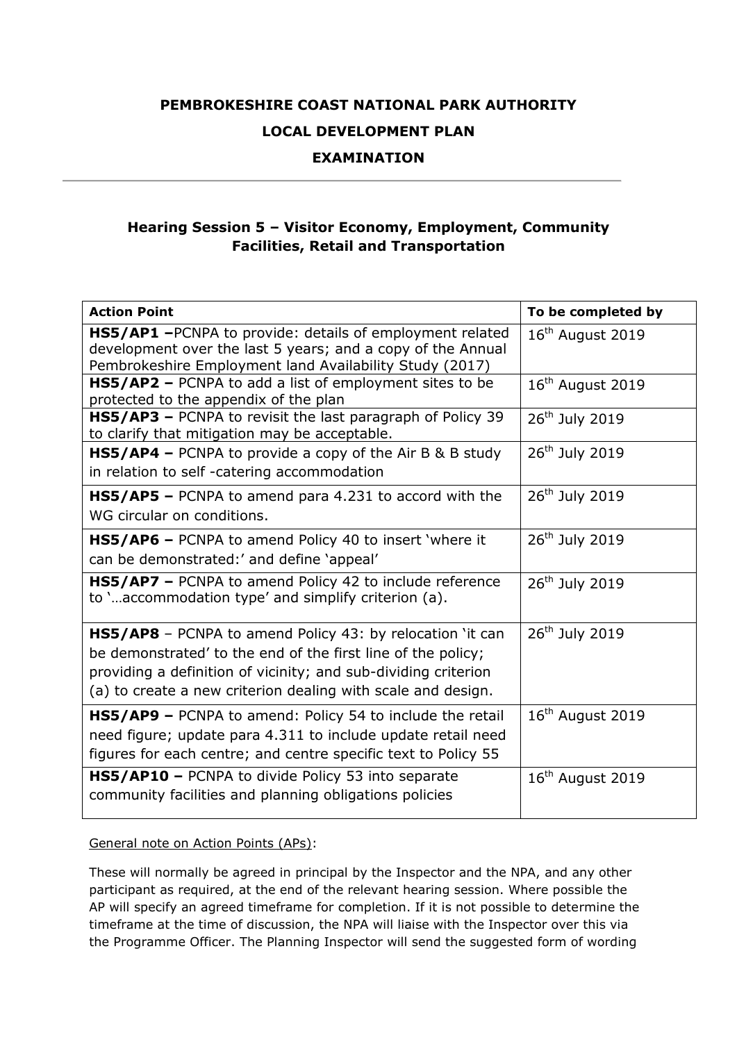**PEMBROKESHIRE COAST NATIONAL PARK AUTHORITY**

**LOCAL DEVELOPMENT PLAN**

**EXAMINATION**

---

## Hearing Session 5 – Visitor Economy, Employment, Community Facilities, Retail and Transportation

| **Action Point** | **To be completed by** |
|---|---|
| **HS5/AP1 –**PCNPA to provide: details of employment related development over the last 5 years; and a copy of the Annual Pembrokeshire Employment land Availability Study (2017) | 16th August 2019 |
| **HS5/AP2 –** PCNPA to add a list of employment sites to be protected to the appendix of the plan | 16th August 2019 |
| **HS5/AP3 –** PCNPA to revisit the last paragraph of Policy 39 to clarify that mitigation may be acceptable. | 26th July 2019 |
| **HS5/AP4 –** PCNPA to provide a copy of the Air B & B study in relation to self -catering accommodation | 26th July 2019 |
| **HS5/AP5 –** PCNPA to amend para 4.231 to accord with the WG circular on conditions. | 26th July 2019 |
| **HS5/AP6 –** PCNPA to amend Policy 40 to insert 'where it can be demonstrated:' and define 'appeal' | 26th July 2019 |
| **HS5/AP7 –** PCNPA to amend Policy 42 to include reference to '…accommodation type' and simplify criterion (a). | 26th July 2019 |
| **HS5/AP8** – PCNPA to amend Policy 43: by relocation 'it can be demonstrated' to the end of the first line of the policy; providing a definition of vicinity; and sub-dividing criterion (a) to create a new criterion dealing with scale and design. | 26th July 2019 |
| **HS5/AP9 –** PCNPA to amend: Policy 54 to include the retail need figure; update para 4.311 to include update retail need figures for each centre; and centre specific text to Policy 55 | 16th August 2019 |
| **HS5/AP10 –** PCNPA to divide Policy 53 into separate community facilities and planning obligations policies | 16th August 2019 |

General note on Action Points (APs):

These will normally be agreed in principal by the Inspector and the NPA, and any other participant as required, at the end of the relevant hearing session. Where possible the AP will specify an agreed timeframe for completion. If it is not possible to determine the timeframe at the time of discussion, the NPA will liaise with the Inspector over this via the Programme Officer. The Planning Inspector will send the suggested form of wording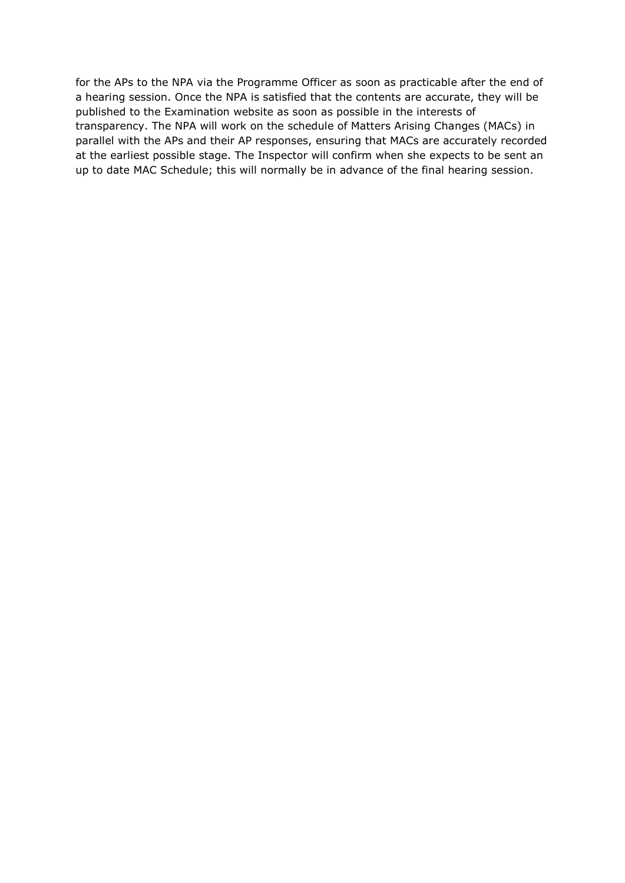for the APs to the NPA via the Programme Officer as soon as practicable after the end of a hearing session. Once the NPA is satisfied that the contents are accurate, they will be published to the Examination website as soon as possible in the interests of transparency. The NPA will work on the schedule of Matters Arising Changes (MACs) in parallel with the APs and their AP responses, ensuring that MACs are accurately recorded at the earliest possible stage. The Inspector will confirm when she expects to be sent an up to date MAC Schedule; this will normally be in advance of the final hearing session.